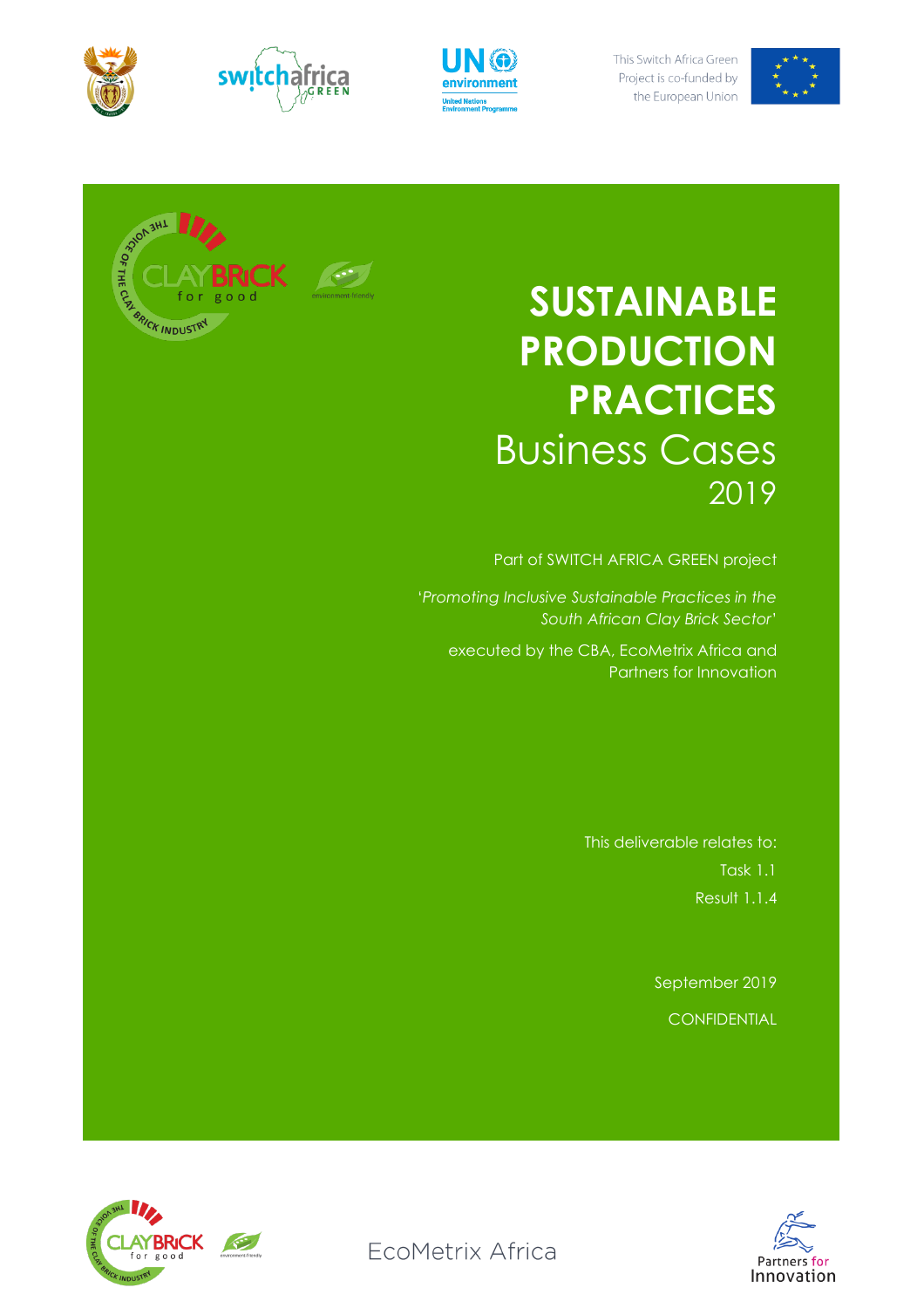This Switch Africa Green Project is co-funded by the European Union

# SUSTAINABLE PRODUCTION PRACTICES

## Business Cases

2019

Part of SWITCH AFRICA GREEN project

'*Promoting Inclusive Sustainable Practices in the South African Clay Brick Sector*'

executed by the CBA, EcoMetrix Africa and Partners for Innovation

This deliverable relates to:

Task 1.1

Result 1.1.4

September 2019

CONFIDENTIAL

EcoMetrix Africa

Partners for Innovation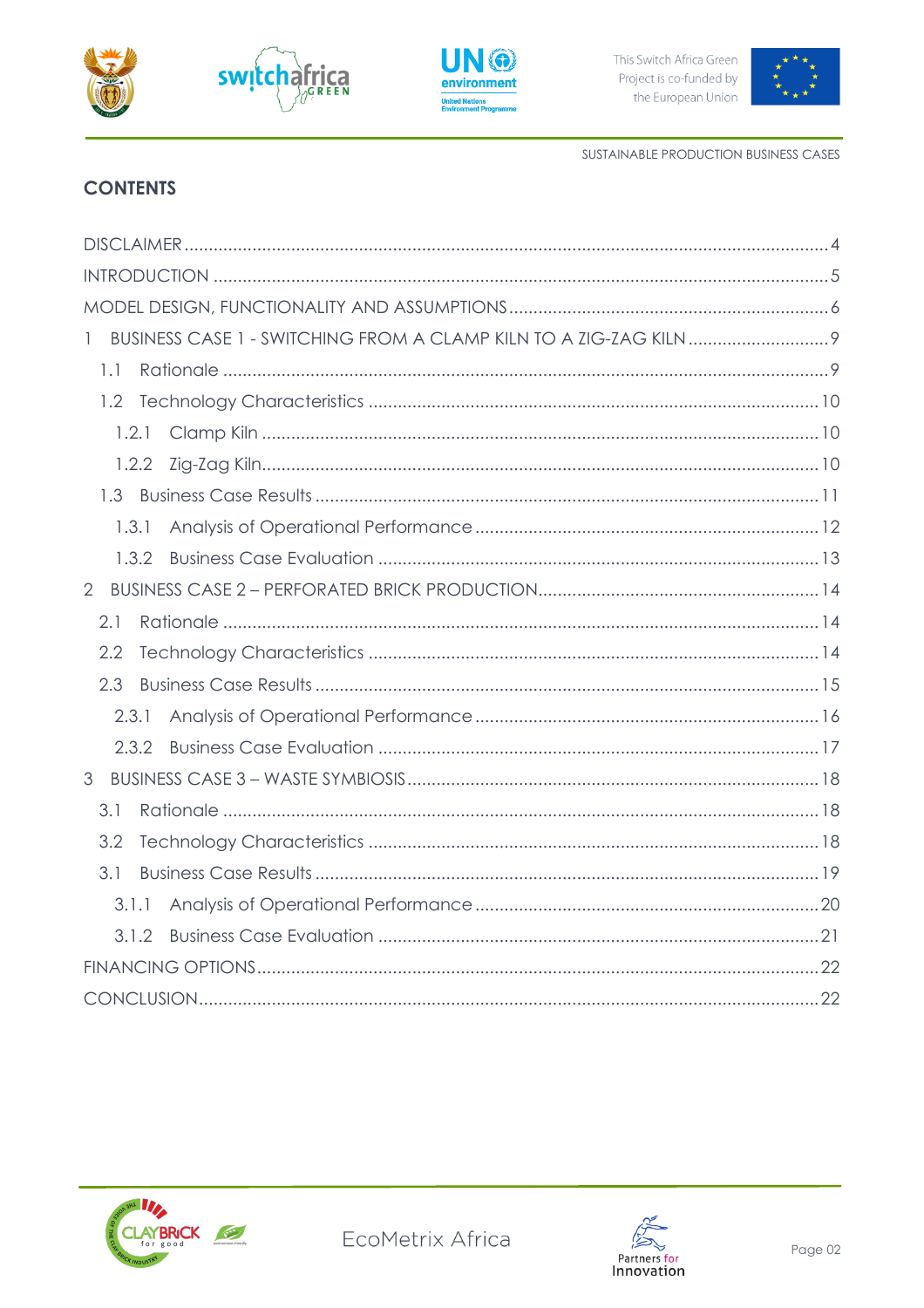## CONTENTS

DISCLAIMER ..... 4

INTRODUCTION ..... 5

MODEL DESIGN, FUNCTIONALITY AND ASSUMPTIONS ..... 6

1 BUSINESS CASE 1 - SWITCHING FROM A CLAMP KILN TO A ZIG-ZAG KILN ..... 9

- 1.1 Rationale ..... 9
- 1.2 Technology Characteristics ..... 10
  - 1.2.1 Clamp Kiln ..... 10
  - 1.2.2 Zig-Zag Kiln ..... 10
- 1.3 Business Case Results ..... 11
  - 1.3.1 Analysis of Operational Performance ..... 12
  - 1.3.2 Business Case Evaluation ..... 13

2 BUSINESS CASE 2 – PERFORATED BRICK PRODUCTION ..... 14

- 2.1 Rationale ..... 14
- 2.2 Technology Characteristics ..... 14
- 2.3 Business Case Results ..... 15
  - 2.3.1 Analysis of Operational Performance ..... 16
  - 2.3.2 Business Case Evaluation ..... 17

3 BUSINESS CASE 3 – WASTE SYMBIOSIS ..... 18

- 3.1 Rationale ..... 18
- 3.2 Technology Characteristics ..... 18
- 3.1 Business Case Results ..... 19
  - 3.1.1 Analysis of Operational Performance ..... 20
  - 3.1.2 Business Case Evaluation ..... 21

FINANCING OPTIONS ..... 22

CONCLUSION ..... 22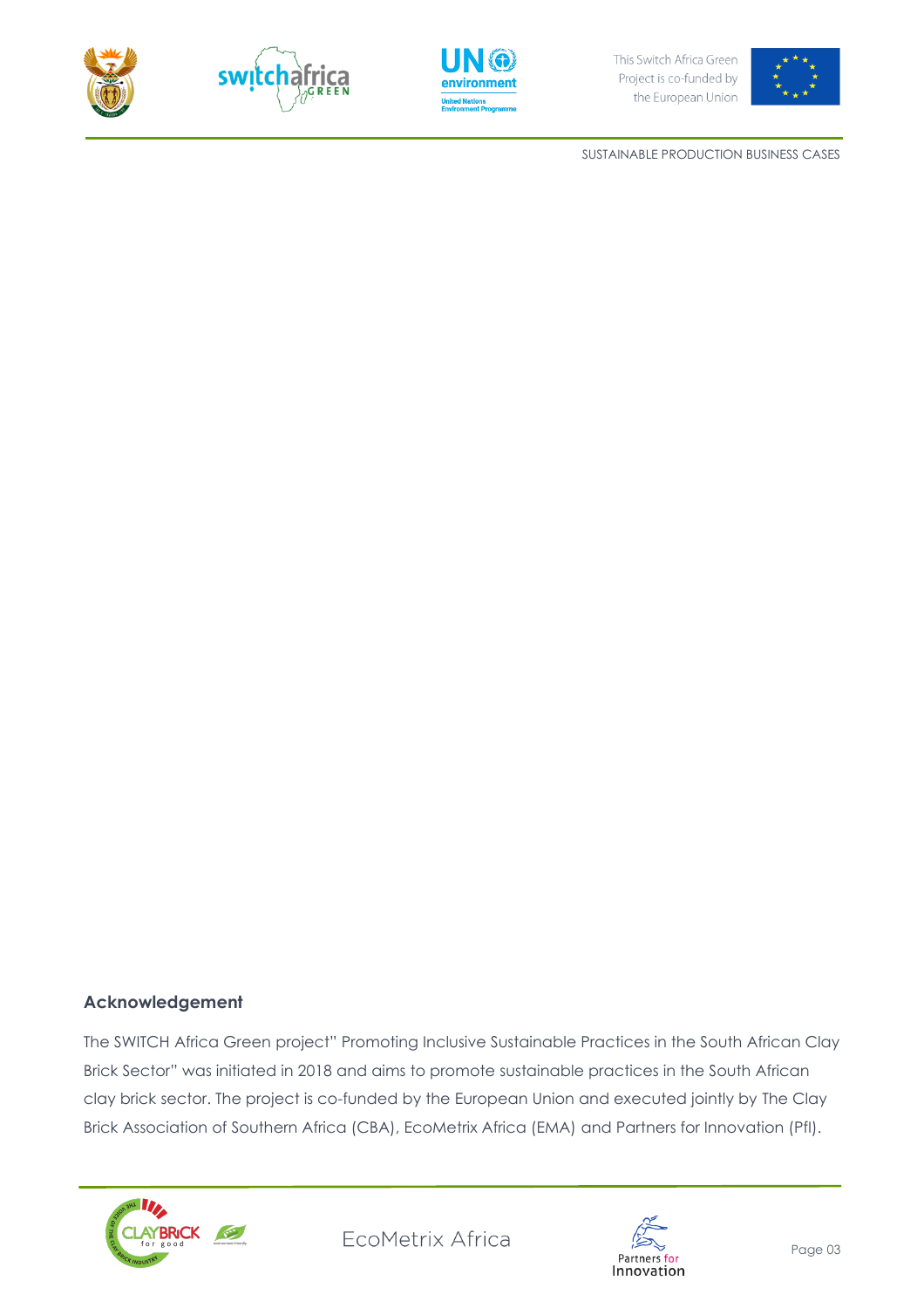## Acknowledgement

The SWITCH Africa Green project" Promoting Inclusive Sustainable Practices in the South African Clay Brick Sector" was initiated in 2018 and aims to promote sustainable practices in the South African clay brick sector. The project is co-funded by the European Union and executed jointly by The Clay Brick Association of Southern Africa (CBA), EcoMetrix Africa (EMA) and Partners for Innovation (PfI).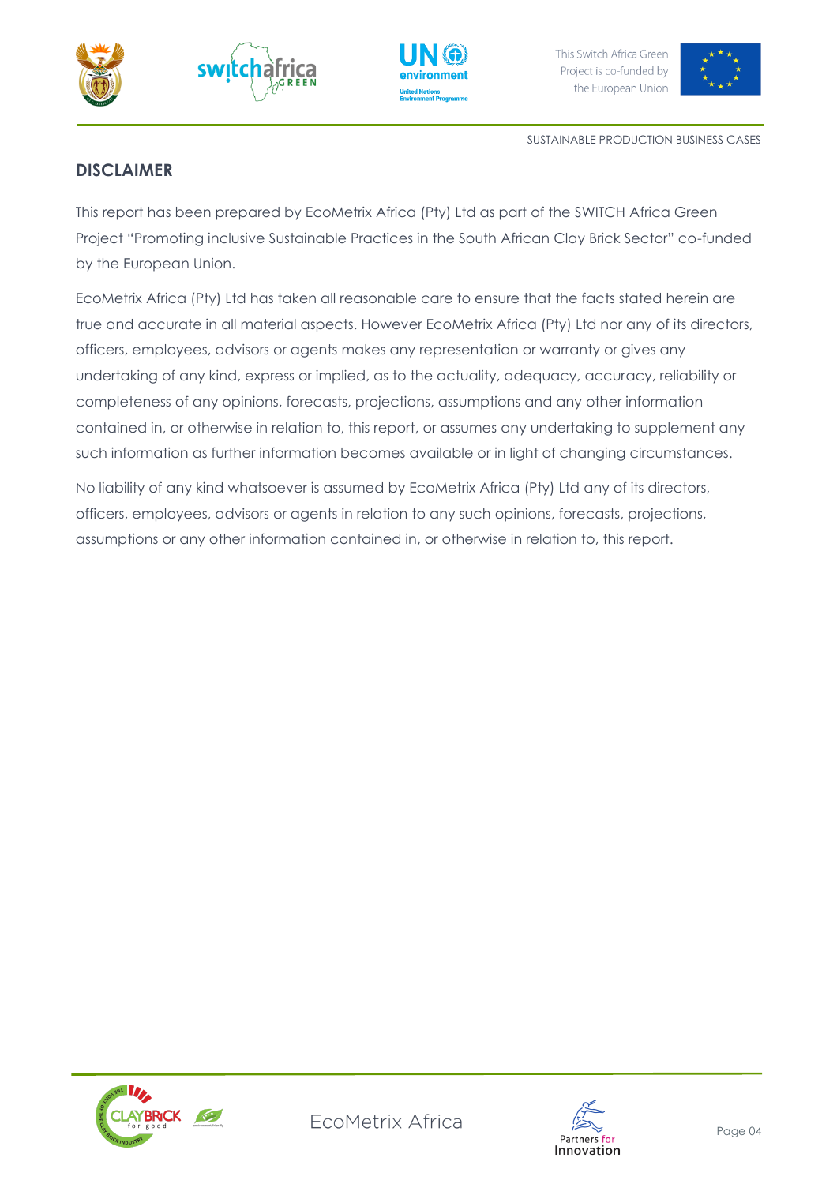## DISCLAIMER

This report has been prepared by EcoMetrix Africa (Pty) Ltd as part of the SWITCH Africa Green Project "Promoting inclusive Sustainable Practices in the South African Clay Brick Sector" co-funded by the European Union.

EcoMetrix Africa (Pty) Ltd has taken all reasonable care to ensure that the facts stated herein are true and accurate in all material aspects. However EcoMetrix Africa (Pty) Ltd nor any of its directors, officers, employees, advisors or agents makes any representation or warranty or gives any undertaking of any kind, express or implied, as to the actuality, adequacy, accuracy, reliability or completeness of any opinions, forecasts, projections, assumptions and any other information contained in, or otherwise in relation to, this report, or assumes any undertaking to supplement any such information as further information becomes available or in light of changing circumstances.

No liability of any kind whatsoever is assumed by EcoMetrix Africa (Pty) Ltd any of its directors, officers, employees, advisors or agents in relation to any such opinions, forecasts, projections, assumptions or any other information contained in, or otherwise in relation to, this report.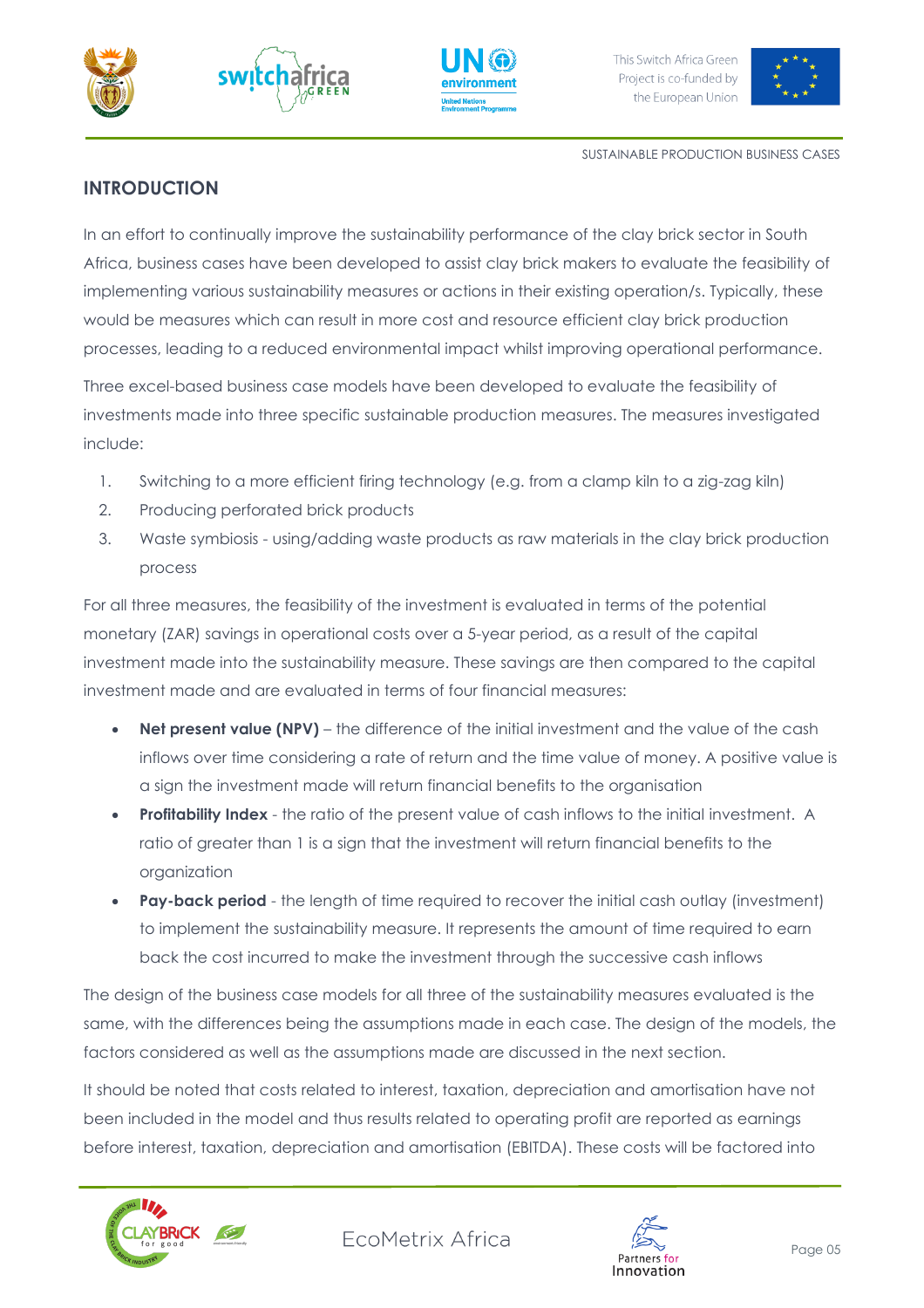## INTRODUCTION

In an effort to continually improve the sustainability performance of the clay brick sector in South Africa, business cases have been developed to assist clay brick makers to evaluate the feasibility of implementing various sustainability measures or actions in their existing operation/s. Typically, these would be measures which can result in more cost and resource efficient clay brick production processes, leading to a reduced environmental impact whilst improving operational performance.

Three excel-based business case models have been developed to evaluate the feasibility of investments made into three specific sustainable production measures. The measures investigated include:

1. Switching to a more efficient firing technology (e.g. from a clamp kiln to a zig-zag kiln)
2. Producing perforated brick products
3. Waste symbiosis - using/adding waste products as raw materials in the clay brick production process

For all three measures, the feasibility of the investment is evaluated in terms of the potential monetary (ZAR) savings in operational costs over a 5-year period, as a result of the capital investment made into the sustainability measure. These savings are then compared to the capital investment made and are evaluated in terms of four financial measures:

- **Net present value (NPV)** – the difference of the initial investment and the value of the cash inflows over time considering a rate of return and the time value of money. A positive value is a sign the investment made will return financial benefits to the organisation
- **Profitability Index** - the ratio of the present value of cash inflows to the initial investment. A ratio of greater than 1 is a sign that the investment will return financial benefits to the organization
- **Pay-back period** - the length of time required to recover the initial cash outlay (investment) to implement the sustainability measure. It represents the amount of time required to earn back the cost incurred to make the investment through the successive cash inflows

The design of the business case models for all three of the sustainability measures evaluated is the same, with the differences being the assumptions made in each case. The design of the models, the factors considered as well as the assumptions made are discussed in the next section.

It should be noted that costs related to interest, taxation, depreciation and amortisation have not been included in the model and thus results related to operating profit are reported as earnings before interest, taxation, depreciation and amortisation (EBITDA). These costs will be factored into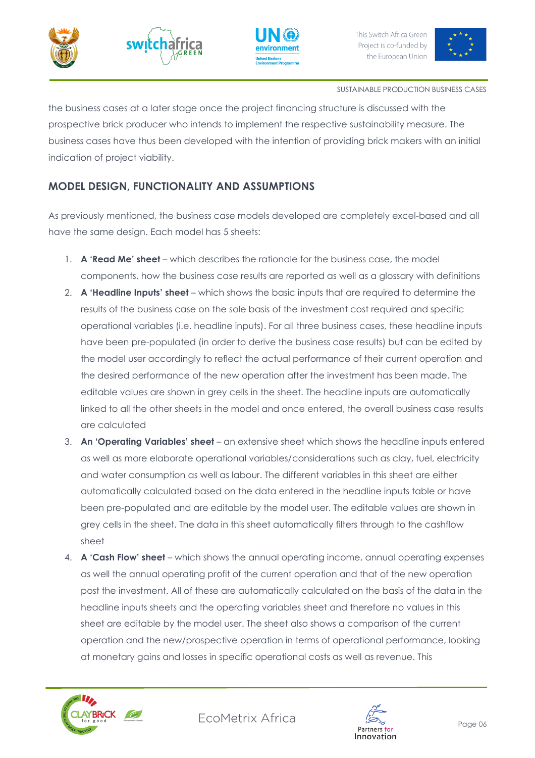the business cases at a later stage once the project financing structure is discussed with the prospective brick producer who intends to implement the respective sustainability measure. The business cases have thus been developed with the intention of providing brick makers with an initial indication of project viability.

## MODEL DESIGN, FUNCTIONALITY AND ASSUMPTIONS

As previously mentioned, the business case models developed are completely excel-based and all have the same design. Each model has 5 sheets:

1. **A 'Read Me' sheet** – which describes the rationale for the business case, the model components, how the business case results are reported as well as a glossary with definitions
2. **A 'Headline Inputs' sheet** – which shows the basic inputs that are required to determine the results of the business case on the sole basis of the investment cost required and specific operational variables (i.e. headline inputs). For all three business cases, these headline inputs have been pre-populated (in order to derive the business case results) but can be edited by the model user accordingly to reflect the actual performance of their current operation and the desired performance of the new operation after the investment has been made. The editable values are shown in grey cells in the sheet. The headline inputs are automatically linked to all the other sheets in the model and once entered, the overall business case results are calculated
3. **An 'Operating Variables' sheet** – an extensive sheet which shows the headline inputs entered as well as more elaborate operational variables/considerations such as clay, fuel, electricity and water consumption as well as labour. The different variables in this sheet are either automatically calculated based on the data entered in the headline inputs table or have been pre-populated and are editable by the model user. The editable values are shown in grey cells in the sheet. The data in this sheet automatically filters through to the cashflow sheet
4. **A 'Cash Flow' sheet** – which shows the annual operating income, annual operating expenses as well the annual operating profit of the current operation and that of the new operation post the investment. All of these are automatically calculated on the basis of the data in the headline inputs sheets and the operating variables sheet and therefore no values in this sheet are editable by the model user. The sheet also shows a comparison of the current operation and the new/prospective operation in terms of operational performance, looking at monetary gains and losses in specific operational costs as well as revenue. This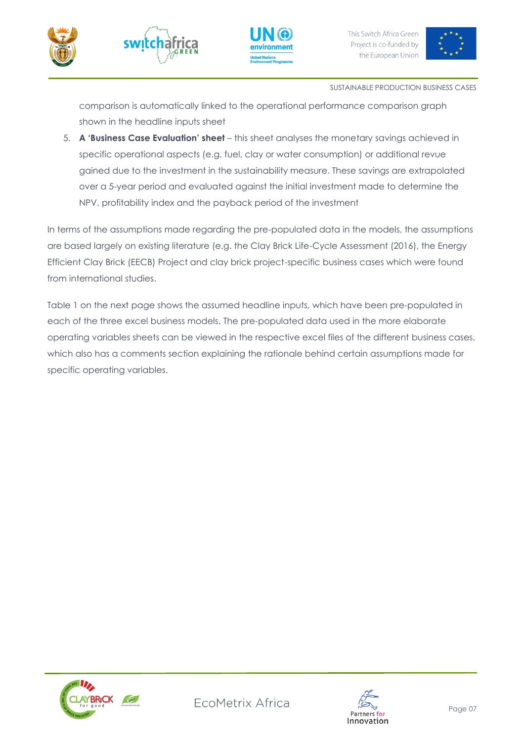comparison is automatically linked to the operational performance comparison graph shown in the headline inputs sheet

5. **A 'Business Case Evaluation' sheet** – this sheet analyses the monetary savings achieved in specific operational aspects (e.g. fuel, clay or water consumption) or additional revue gained due to the investment in the sustainability measure. These savings are extrapolated over a 5-year period and evaluated against the initial investment made to determine the NPV, profitability index and the payback period of the investment

In terms of the assumptions made regarding the pre-populated data in the models, the assumptions are based largely on existing literature (e.g. the Clay Brick Life-Cycle Assessment (2016), the Energy Efficient Clay Brick (EECB) Project and clay brick project-specific business cases which were found from international studies.

Table 1 on the next page shows the assumed headline inputs, which have been pre-populated in each of the three excel business models. The pre-populated data used in the more elaborate operating variables sheets can be viewed in the respective excel files of the different business cases, which also has a comments section explaining the rationale behind certain assumptions made for specific operating variables.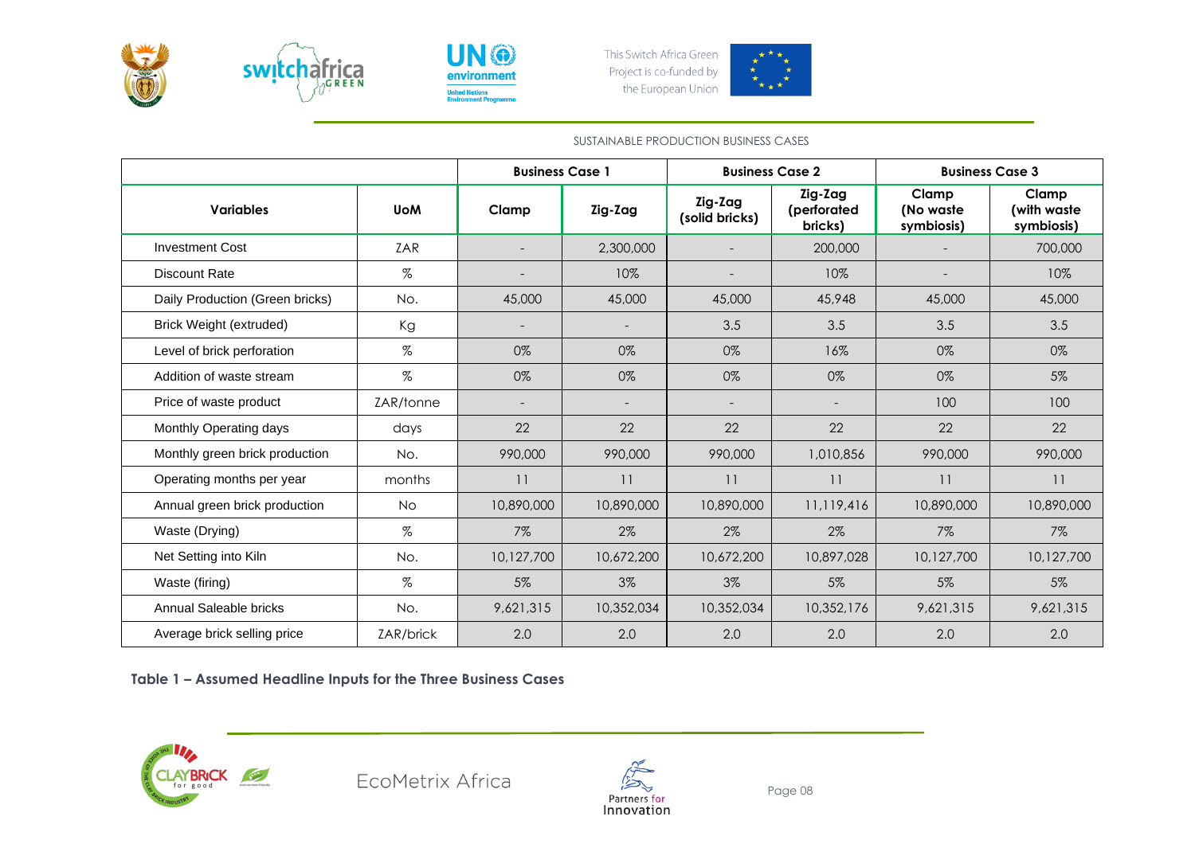| | | Business Case 1 | | Business Case 2 | | Business Case 3 | |
|---|---|---|---|---|---|---|---|
| **Variables** | **UoM** | **Clamp** | **Zig-Zag** | **Zig-Zag (solid bricks)** | **Zig-Zag (perforated bricks)** | **Clamp (No waste symbiosis)** | **Clamp (with waste symbiosis)** |
| Investment Cost | ZAR | - | 2,300,000 | - | 200,000 | - | 700,000 |
| Discount Rate | % | - | 10% | - | 10% | - | 10% |
| Daily Production (Green bricks) | No. | 45,000 | 45,000 | 45,000 | 45,948 | 45,000 | 45,000 |
| Brick Weight (extruded) | Kg | - | - | 3.5 | 3.5 | 3.5 | 3.5 |
| Level of brick perforation | % | 0% | 0% | 0% | 16% | 0% | 0% |
| Addition of waste stream | % | 0% | 0% | 0% | 0% | 0% | 5% |
| Price of waste product | ZAR/tonne | - | - | - | - | 100 | 100 |
| Monthly Operating days | days | 22 | 22 | 22 | 22 | 22 | 22 |
| Monthly green brick production | No. | 990,000 | 990,000 | 990,000 | 1,010,856 | 990,000 | 990,000 |
| Operating months per year | months | 11 | 11 | 11 | 11 | 11 | 11 |
| Annual green brick production | No | 10,890,000 | 10,890,000 | 10,890,000 | 11,119,416 | 10,890,000 | 10,890,000 |
| Waste (Drying) | % | 7% | 2% | 2% | 2% | 7% | 7% |
| Net Setting into Kiln | No. | 10,127,700 | 10,672,200 | 10,672,200 | 10,897,028 | 10,127,700 | 10,127,700 |
| Waste (firing) | % | 5% | 3% | 3% | 5% | 5% | 5% |
| Annual Saleable bricks | No. | 9,621,315 | 10,352,034 | 10,352,034 | 10,352,176 | 9,621,315 | 9,621,315 |
| Average brick selling price | ZAR/brick | 2.0 | 2.0 | 2.0 | 2.0 | 2.0 | 2.0 |

**Table 1 – Assumed Headline Inputs for the Three Business Cases**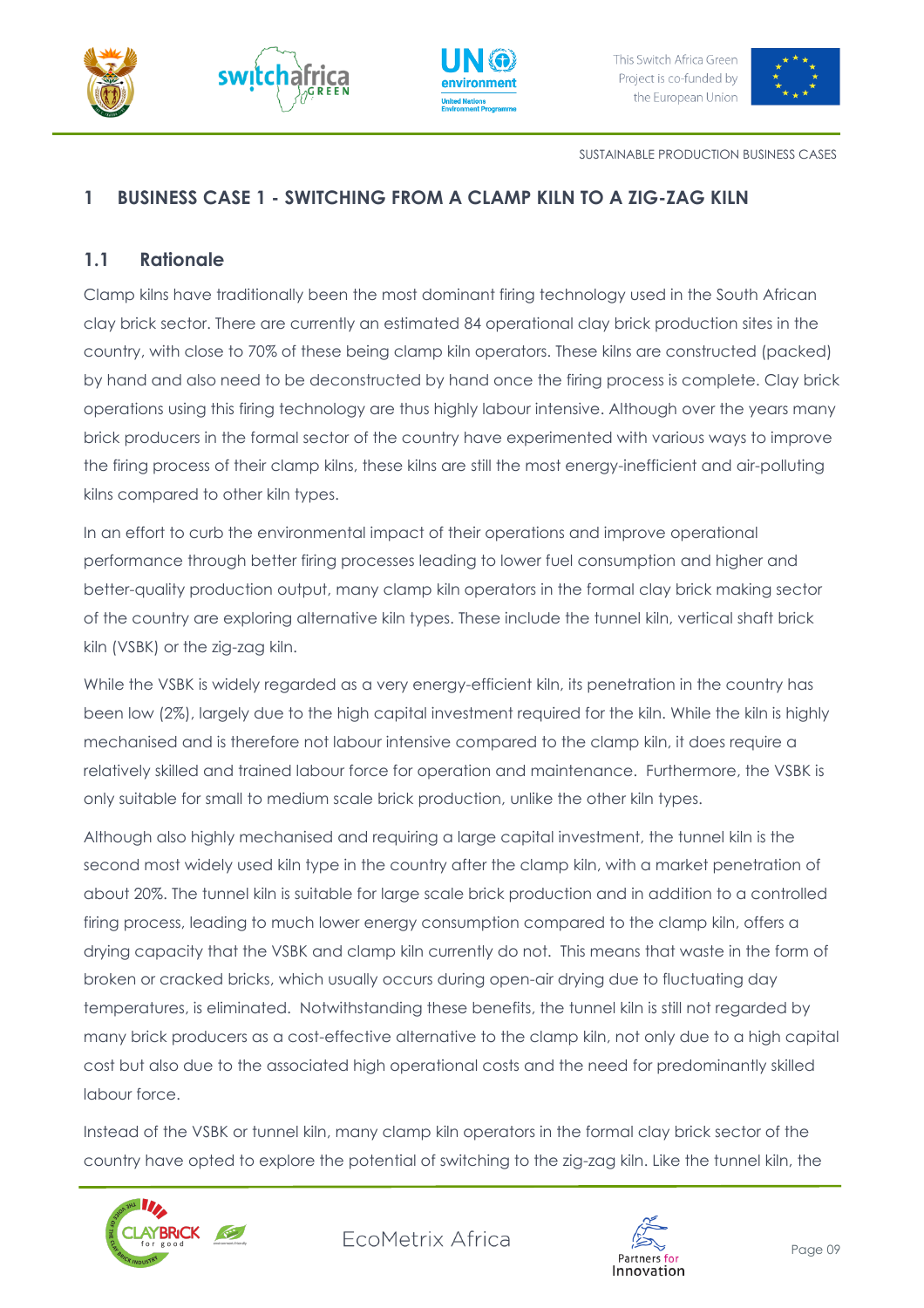# 1 BUSINESS CASE 1 - SWITCHING FROM A CLAMP KILN TO A ZIG-ZAG KILN

## 1.1 Rationale

Clamp kilns have traditionally been the most dominant firing technology used in the South African clay brick sector. There are currently an estimated 84 operational clay brick production sites in the country, with close to 70% of these being clamp kiln operators. These kilns are constructed (packed) by hand and also need to be deconstructed by hand once the firing process is complete. Clay brick operations using this firing technology are thus highly labour intensive. Although over the years many brick producers in the formal sector of the country have experimented with various ways to improve the firing process of their clamp kilns, these kilns are still the most energy-inefficient and air-polluting kilns compared to other kiln types.

In an effort to curb the environmental impact of their operations and improve operational performance through better firing processes leading to lower fuel consumption and higher and better-quality production output, many clamp kiln operators in the formal clay brick making sector of the country are exploring alternative kiln types. These include the tunnel kiln, vertical shaft brick kiln (VSBK) or the zig-zag kiln.

While the VSBK is widely regarded as a very energy-efficient kiln, its penetration in the country has been low (2%), largely due to the high capital investment required for the kiln. While the kiln is highly mechanised and is therefore not labour intensive compared to the clamp kiln, it does require a relatively skilled and trained labour force for operation and maintenance. Furthermore, the VSBK is only suitable for small to medium scale brick production, unlike the other kiln types.

Although also highly mechanised and requiring a large capital investment, the tunnel kiln is the second most widely used kiln type in the country after the clamp kiln, with a market penetration of about 20%. The tunnel kiln is suitable for large scale brick production and in addition to a controlled firing process, leading to much lower energy consumption compared to the clamp kiln, offers a drying capacity that the VSBK and clamp kiln currently do not. This means that waste in the form of broken or cracked bricks, which usually occurs during open-air drying due to fluctuating day temperatures, is eliminated. Notwithstanding these benefits, the tunnel kiln is still not regarded by many brick producers as a cost-effective alternative to the clamp kiln, not only due to a high capital cost but also due to the associated high operational costs and the need for predominantly skilled labour force.

Instead of the VSBK or tunnel kiln, many clamp kiln operators in the formal clay brick sector of the country have opted to explore the potential of switching to the zig-zag kiln. Like the tunnel kiln, the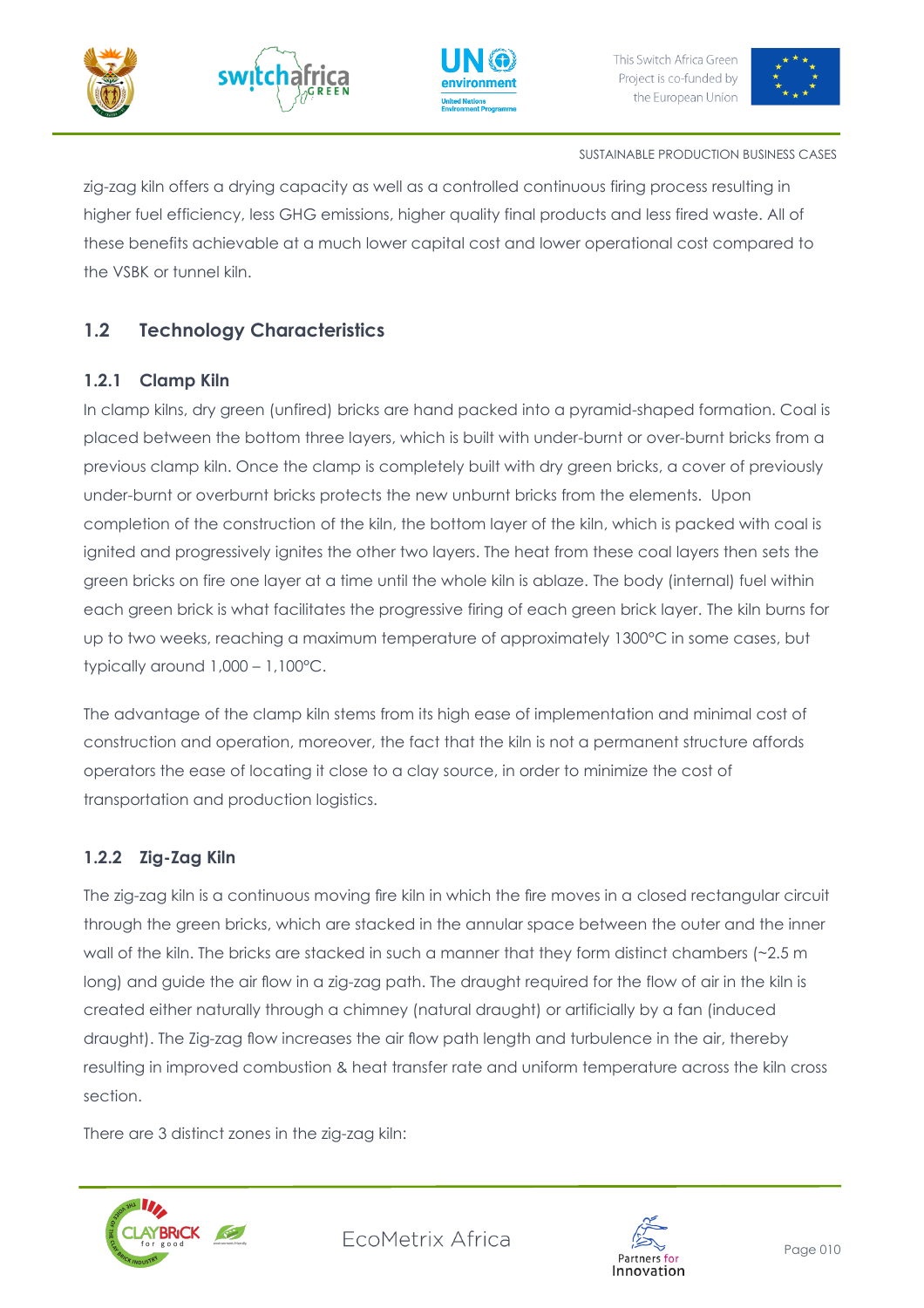zig-zag kiln offers a drying capacity as well as a controlled continuous firing process resulting in higher fuel efficiency, less GHG emissions, higher quality final products and less fired waste. All of these benefits achievable at a much lower capital cost and lower operational cost compared to the VSBK or tunnel kiln.

## 1.2 Technology Characteristics

### 1.2.1 Clamp Kiln

In clamp kilns, dry green (unfired) bricks are hand packed into a pyramid-shaped formation. Coal is placed between the bottom three layers, which is built with under-burnt or over-burnt bricks from a previous clamp kiln. Once the clamp is completely built with dry green bricks, a cover of previously under-burnt or overburnt bricks protects the new unburnt bricks from the elements. Upon completion of the construction of the kiln, the bottom layer of the kiln, which is packed with coal is ignited and progressively ignites the other two layers. The heat from these coal layers then sets the green bricks on fire one layer at a time until the whole kiln is ablaze. The body (internal) fuel within each green brick is what facilitates the progressive firing of each green brick layer. The kiln burns for up to two weeks, reaching a maximum temperature of approximately 1300°C in some cases, but typically around 1,000 – 1,100°C.

The advantage of the clamp kiln stems from its high ease of implementation and minimal cost of construction and operation, moreover, the fact that the kiln is not a permanent structure affords operators the ease of locating it close to a clay source, in order to minimize the cost of transportation and production logistics.

### 1.2.2 Zig-Zag Kiln

The zig-zag kiln is a continuous moving fire kiln in which the fire moves in a closed rectangular circuit through the green bricks, which are stacked in the annular space between the outer and the inner wall of the kiln. The bricks are stacked in such a manner that they form distinct chambers (~2.5 m long) and guide the air flow in a zig-zag path. The draught required for the flow of air in the kiln is created either naturally through a chimney (natural draught) or artificially by a fan (induced draught). The Zig-zag flow increases the air flow path length and turbulence in the air, thereby resulting in improved combustion & heat transfer rate and uniform temperature across the kiln cross section.

There are 3 distinct zones in the zig-zag kiln: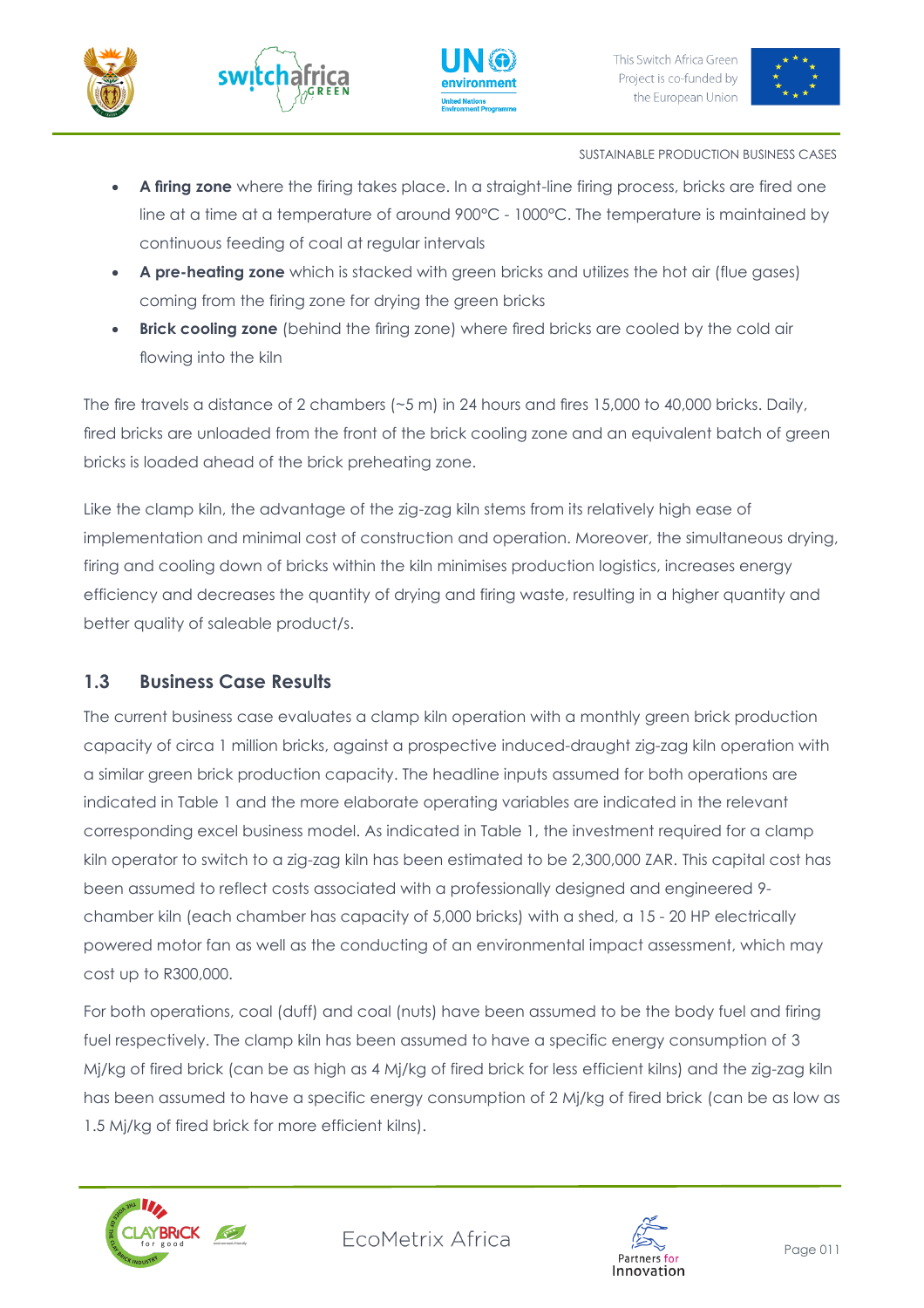- **A firing zone** where the firing takes place. In a straight-line firing process, bricks are fired one line at a time at a temperature of around 900°C - 1000°C. The temperature is maintained by continuous feeding of coal at regular intervals
- **A pre-heating zone** which is stacked with green bricks and utilizes the hot air (flue gases) coming from the firing zone for drying the green bricks
- **Brick cooling zone** (behind the firing zone) where fired bricks are cooled by the cold air flowing into the kiln

The fire travels a distance of 2 chambers (~5 m) in 24 hours and fires 15,000 to 40,000 bricks. Daily, fired bricks are unloaded from the front of the brick cooling zone and an equivalent batch of green bricks is loaded ahead of the brick preheating zone.

Like the clamp kiln, the advantage of the zig-zag kiln stems from its relatively high ease of implementation and minimal cost of construction and operation. Moreover, the simultaneous drying, firing and cooling down of bricks within the kiln minimises production logistics, increases energy efficiency and decreases the quantity of drying and firing waste, resulting in a higher quantity and better quality of saleable product/s.

## 1.3 Business Case Results

The current business case evaluates a clamp kiln operation with a monthly green brick production capacity of circa 1 million bricks, against a prospective induced-draught zig-zag kiln operation with a similar green brick production capacity. The headline inputs assumed for both operations are indicated in Table 1 and the more elaborate operating variables are indicated in the relevant corresponding excel business model. As indicated in Table 1, the investment required for a clamp kiln operator to switch to a zig-zag kiln has been estimated to be 2,300,000 ZAR. This capital cost has been assumed to reflect costs associated with a professionally designed and engineered 9-chamber kiln (each chamber has capacity of 5,000 bricks) with a shed, a 15 - 20 HP electrically powered motor fan as well as the conducting of an environmental impact assessment, which may cost up to R300,000.

For both operations, coal (duff) and coal (nuts) have been assumed to be the body fuel and firing fuel respectively. The clamp kiln has been assumed to have a specific energy consumption of 3 Mj/kg of fired brick (can be as high as 4 Mj/kg of fired brick for less efficient kilns) and the zig-zag kiln has been assumed to have a specific energy consumption of 2 Mj/kg of fired brick (can be as low as 1.5 Mj/kg of fired brick for more efficient kilns).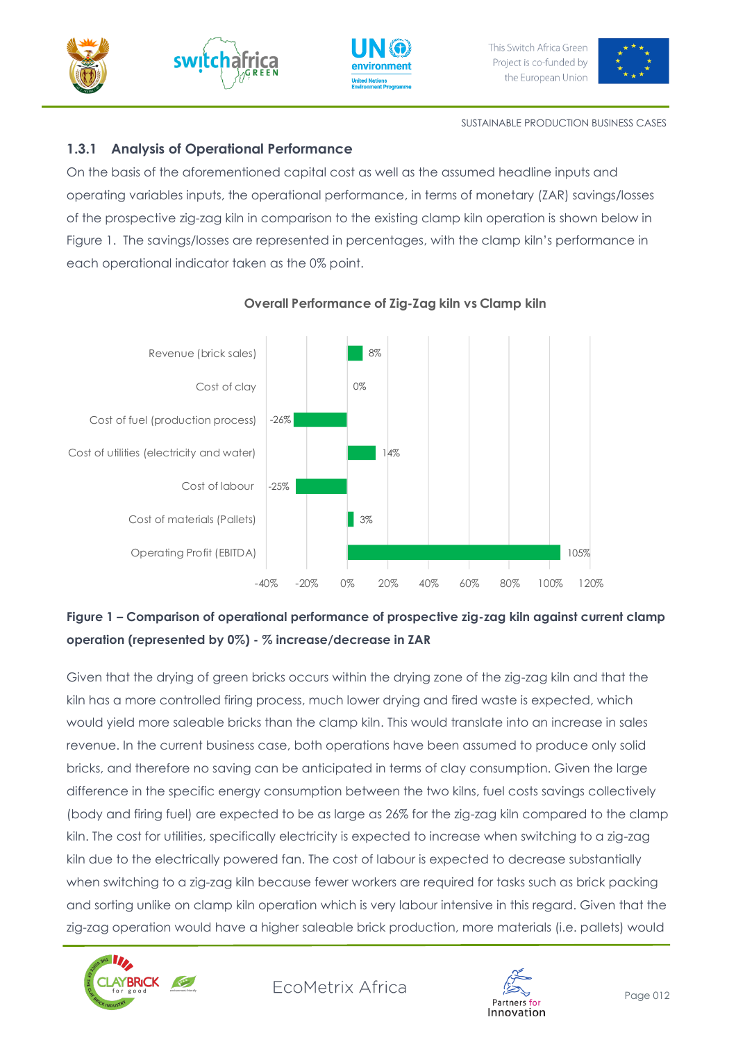### 1.3.1 Analysis of Operational Performance

On the basis of the aforementioned capital cost as well as the assumed headline inputs and operating variables inputs, the operational performance, in terms of monetary (ZAR) savings/losses of the prospective zig-zag kiln in comparison to the existing clamp kiln operation is shown below in Figure 1. The savings/losses are represented in percentages, with the clamp kiln's performance in each operational indicator taken as the 0% point.

**Overall Performance of Zig-Zag kiln vs Clamp kiln**

| Operational indicator | % change |
|---|---|
| Revenue (brick sales) | 8% |
| Cost of clay | 0% |
| Cost of fuel (production process) | -26% |
| Cost of utilities (electricity and water) | 14% |
| Cost of labour | -25% |
| Cost of materials (Pallets) | 3% |
| Operating Profit (EBITDA) | 105% |

**Figure 1 – Comparison of operational performance of prospective zig-zag kiln against current clamp operation (represented by 0%) - % increase/decrease in ZAR**

Given that the drying of green bricks occurs within the drying zone of the zig-zag kiln and that the kiln has a more controlled firing process, much lower drying and fired waste is expected, which would yield more saleable bricks than the clamp kiln. This would translate into an increase in sales revenue. In the current business case, both operations have been assumed to produce only solid bricks, and therefore no saving can be anticipated in terms of clay consumption. Given the large difference in the specific energy consumption between the two kilns, fuel costs savings collectively (body and firing fuel) are expected to be as large as 26% for the zig-zag kiln compared to the clamp kiln. The cost for utilities, specifically electricity is expected to increase when switching to a zig-zag kiln due to the electrically powered fan. The cost of labour is expected to decrease substantially when switching to a zig-zag kiln because fewer workers are required for tasks such as brick packing and sorting unlike on clamp kiln operation which is very labour intensive in this regard. Given that the zig-zag operation would have a higher saleable brick production, more materials (i.e. pallets) would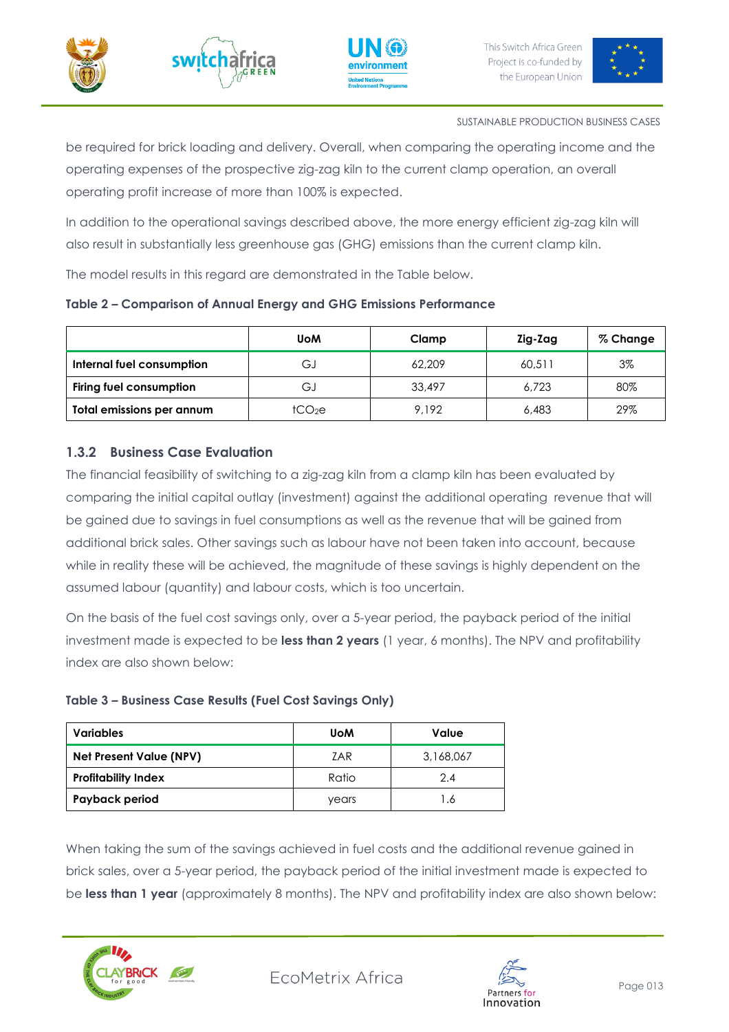be required for brick loading and delivery. Overall, when comparing the operating income and the operating expenses of the prospective zig-zag kiln to the current clamp operation, an overall operating profit increase of more than 100% is expected.

In addition to the operational savings described above, the more energy efficient zig-zag kiln will also result in substantially less greenhouse gas (GHG) emissions than the current clamp kiln.

The model results in this regard are demonstrated in the Table below.

**Table 2 – Comparison of Annual Energy and GHG Emissions Performance**

| | UoM | Clamp | Zig-Zag | % Change |
|---|---|---|---|---|
| **Internal fuel consumption** | GJ | 62,209 | 60,511 | 3% |
| **Firing fuel consumption** | GJ | 33,497 | 6,723 | 80% |
| **Total emissions per annum** | $tCO_2e$ | 9,192 | 6,483 | 29% |

### 1.3.2 Business Case Evaluation

The financial feasibility of switching to a zig-zag kiln from a clamp kiln has been evaluated by comparing the initial capital outlay (investment) against the additional operating revenue that will be gained due to savings in fuel consumptions as well as the revenue that will be gained from additional brick sales. Other savings such as labour have not been taken into account, because while in reality these will be achieved, the magnitude of these savings is highly dependent on the assumed labour (quantity) and labour costs, which is too uncertain.

On the basis of the fuel cost savings only, over a 5-year period, the payback period of the initial investment made is expected to be **less than 2 years** (1 year, 6 months). The NPV and profitability index are also shown below:

**Table 3 – Business Case Results (Fuel Cost Savings Only)**

| Variables | UoM | Value |
|---|---|---|
| **Net Present Value (NPV)** | ZAR | 3,168,067 |
| **Profitability Index** | Ratio | 2.4 |
| **Payback period** | years | 1.6 |

When taking the sum of the savings achieved in fuel costs and the additional revenue gained in brick sales, over a 5-year period, the payback period of the initial investment made is expected to be **less than 1 year** (approximately 8 months). The NPV and profitability index are also shown below: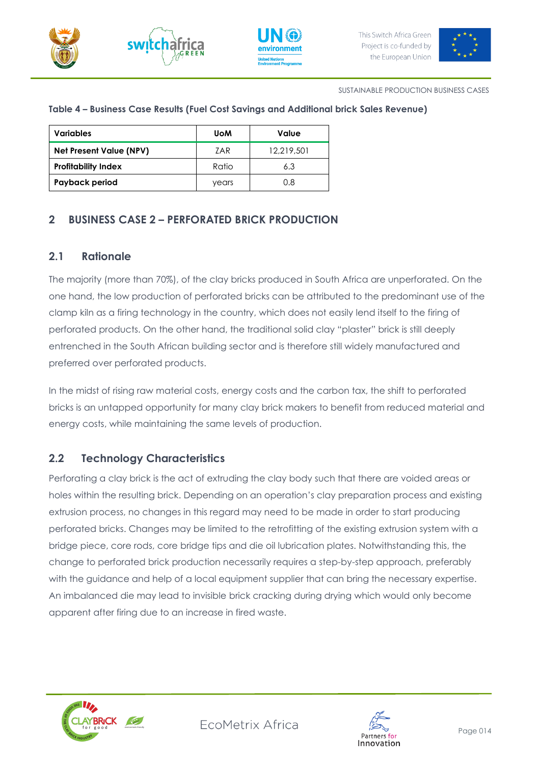**Table 4 – Business Case Results (Fuel Cost Savings and Additional brick Sales Revenue)**

| Variables | UoM | Value |
|---|---|---|
| **Net Present Value (NPV)** | ZAR | 12,219,501 |
| **Profitability Index** | Ratio | 6.3 |
| **Payback period** | years | 0.8 |

# 2 BUSINESS CASE 2 – PERFORATED BRICK PRODUCTION

## 2.1 Rationale

The majority (more than 70%), of the clay bricks produced in South Africa are unperforated. On the one hand, the low production of perforated bricks can be attributed to the predominant use of the clamp kiln as a firing technology in the country, which does not easily lend itself to the firing of perforated products. On the other hand, the traditional solid clay "plaster" brick is still deeply entrenched in the South African building sector and is therefore still widely manufactured and preferred over perforated products.

In the midst of rising raw material costs, energy costs and the carbon tax, the shift to perforated bricks is an untapped opportunity for many clay brick makers to benefit from reduced material and energy costs, while maintaining the same levels of production.

## 2.2 Technology Characteristics

Perforating a clay brick is the act of extruding the clay body such that there are voided areas or holes within the resulting brick. Depending on an operation's clay preparation process and existing extrusion process, no changes in this regard may need to be made in order to start producing perforated bricks. Changes may be limited to the retrofitting of the existing extrusion system with a bridge piece, core rods, core bridge tips and die oil lubrication plates. Notwithstanding this, the change to perforated brick production necessarily requires a step-by-step approach, preferably with the guidance and help of a local equipment supplier that can bring the necessary expertise. An imbalanced die may lead to invisible brick cracking during drying which would only become apparent after firing due to an increase in fired waste.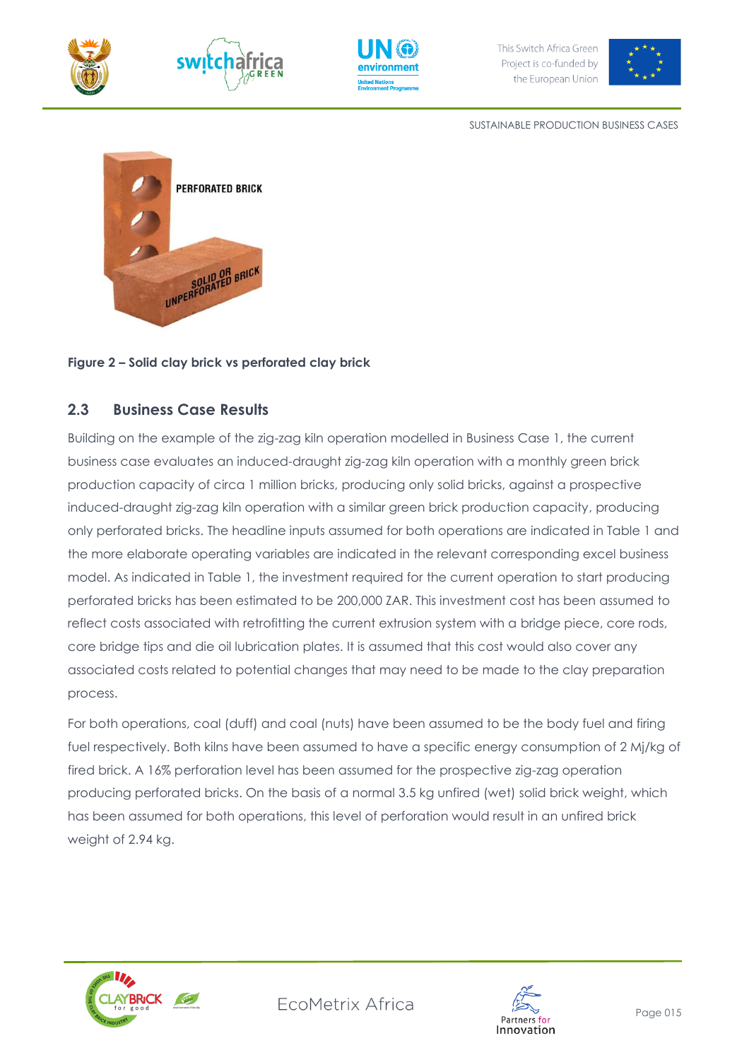**Figure 2 – Solid clay brick vs perforated clay brick**

## 2.3 Business Case Results

Building on the example of the zig-zag kiln operation modelled in Business Case 1, the current business case evaluates an induced-draught zig-zag kiln operation with a monthly green brick production capacity of circa 1 million bricks, producing only solid bricks, against a prospective induced-draught zig-zag kiln operation with a similar green brick production capacity, producing only perforated bricks. The headline inputs assumed for both operations are indicated in Table 1 and the more elaborate operating variables are indicated in the relevant corresponding excel business model. As indicated in Table 1, the investment required for the current operation to start producing perforated bricks has been estimated to be 200,000 ZAR. This investment cost has been assumed to reflect costs associated with retrofitting the current extrusion system with a bridge piece, core rods, core bridge tips and die oil lubrication plates. It is assumed that this cost would also cover any associated costs related to potential changes that may need to be made to the clay preparation process.

For both operations, coal (duff) and coal (nuts) have been assumed to be the body fuel and firing fuel respectively. Both kilns have been assumed to have a specific energy consumption of 2 Mj/kg of fired brick. A 16% perforation level has been assumed for the prospective zig-zag operation producing perforated bricks. On the basis of a normal 3.5 kg unfired (wet) solid brick weight, which has been assumed for both operations, this level of perforation would result in an unfired brick weight of 2.94 kg.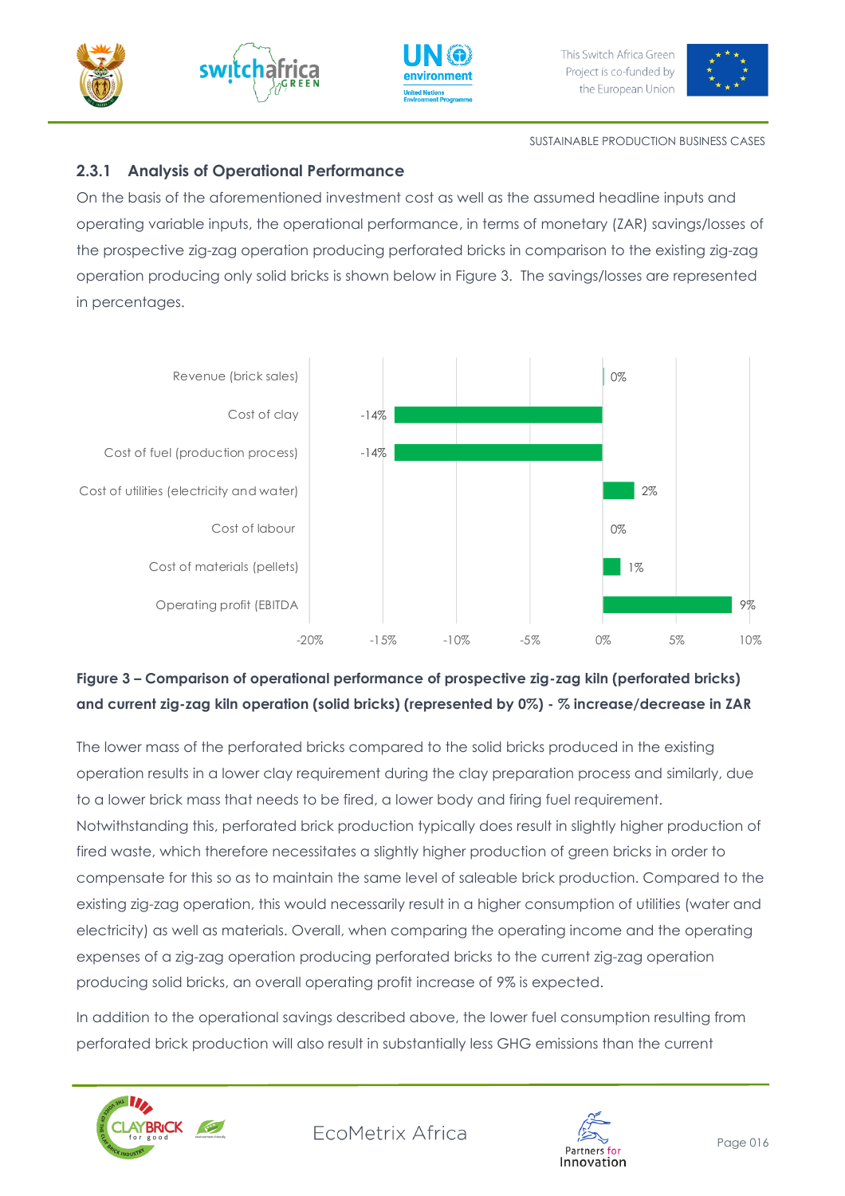### 2.3.1 Analysis of Operational Performance

On the basis of the aforementioned investment cost as well as the assumed headline inputs and operating variable inputs, the operational performance, in terms of monetary (ZAR) savings/losses of the prospective zig-zag operation producing perforated bricks in comparison to the existing zig-zag operation producing only solid bricks is shown below in Figure 3. The savings/losses are represented in percentages.

| Item | % change |
| --- | --- |
| Revenue (brick sales) | 0% |
| Cost of clay | -14% |
| Cost of fuel (production process) | -14% |
| Cost of utilities (electricity and water) | 2% |
| Cost of labour | 0% |
| Cost of materials (pellets) | 1% |
| Operating profit (EBITDA | 9% |

**Figure 3 – Comparison of operational performance of prospective zig-zag kiln (perforated bricks) and current zig-zag kiln operation (solid bricks) (represented by 0%) - % increase/decrease in ZAR**

The lower mass of the perforated bricks compared to the solid bricks produced in the existing operation results in a lower clay requirement during the clay preparation process and similarly, due to a lower brick mass that needs to be fired, a lower body and firing fuel requirement. Notwithstanding this, perforated brick production typically does result in slightly higher production of fired waste, which therefore necessitates a slightly higher production of green bricks in order to compensate for this so as to maintain the same level of saleable brick production. Compared to the existing zig-zag operation, this would necessarily result in a higher consumption of utilities (water and electricity) as well as materials. Overall, when comparing the operating income and the operating expenses of a zig-zag operation producing perforated bricks to the current zig-zag operation producing solid bricks, an overall operating profit increase of 9% is expected.

In addition to the operational savings described above, the lower fuel consumption resulting from perforated brick production will also result in substantially less GHG emissions than the current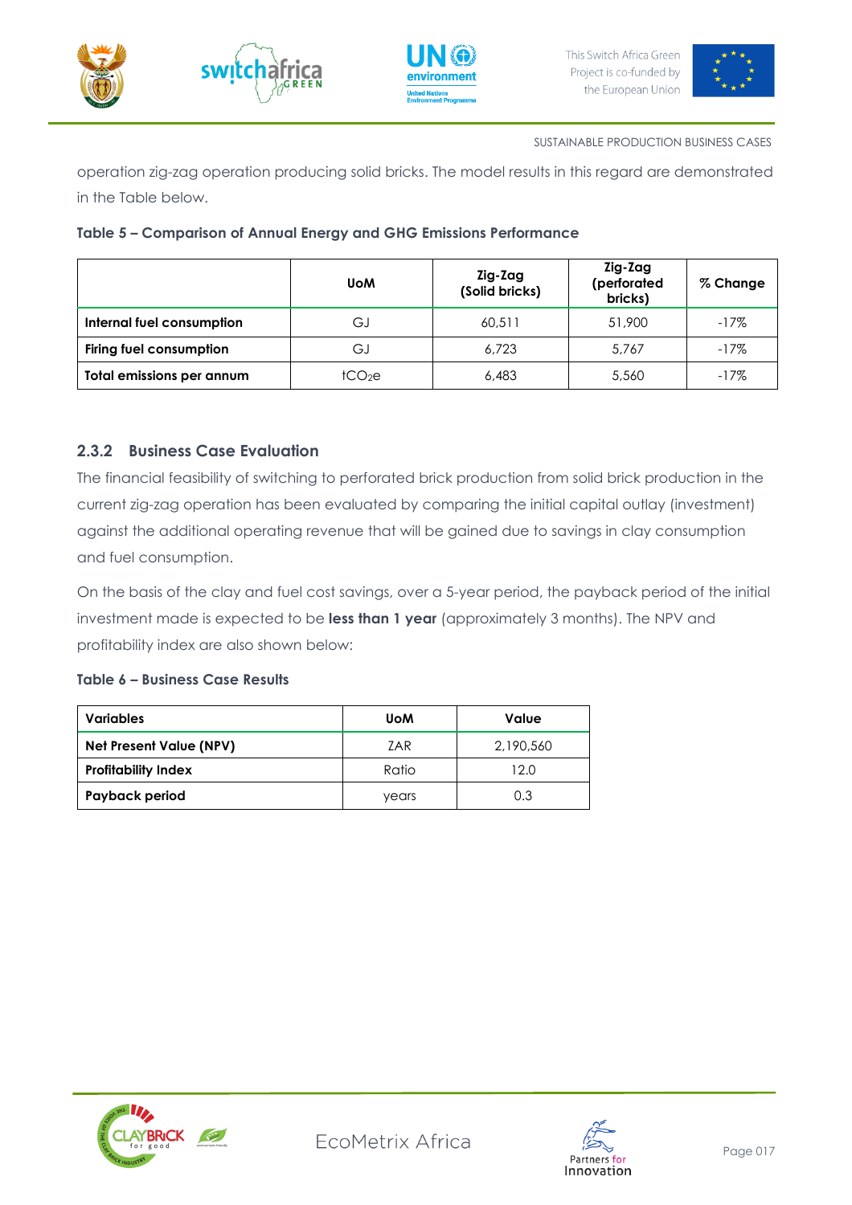operation zig-zag operation producing solid bricks. The model results in this regard are demonstrated in the Table below.

**Table 5 – Comparison of Annual Energy and GHG Emissions Performance**

| | UoM | Zig-Zag (Solid bricks) | Zig-Zag (perforated bricks) | % Change |
|---|---|---|---|---|
| **Internal fuel consumption** | GJ | 60,511 | 51,900 | -17% |
| **Firing fuel consumption** | GJ | 6,723 | 5,767 | -17% |
| **Total emissions per annum** | $tCO_2e$ | 6,483 | 5,560 | -17% |

### 2.3.2 Business Case Evaluation

The financial feasibility of switching to perforated brick production from solid brick production in the current zig-zag operation has been evaluated by comparing the initial capital outlay (investment) against the additional operating revenue that will be gained due to savings in clay consumption and fuel consumption.

On the basis of the clay and fuel cost savings, over a 5-year period, the payback period of the initial investment made is expected to be **less than 1 year** (approximately 3 months). The NPV and profitability index are also shown below:

**Table 6 – Business Case Results**

| Variables | UoM | Value |
|---|---|---|
| **Net Present Value (NPV)** | ZAR | 2,190,560 |
| **Profitability Index** | Ratio | 12.0 |
| **Payback period** | years | 0.3 |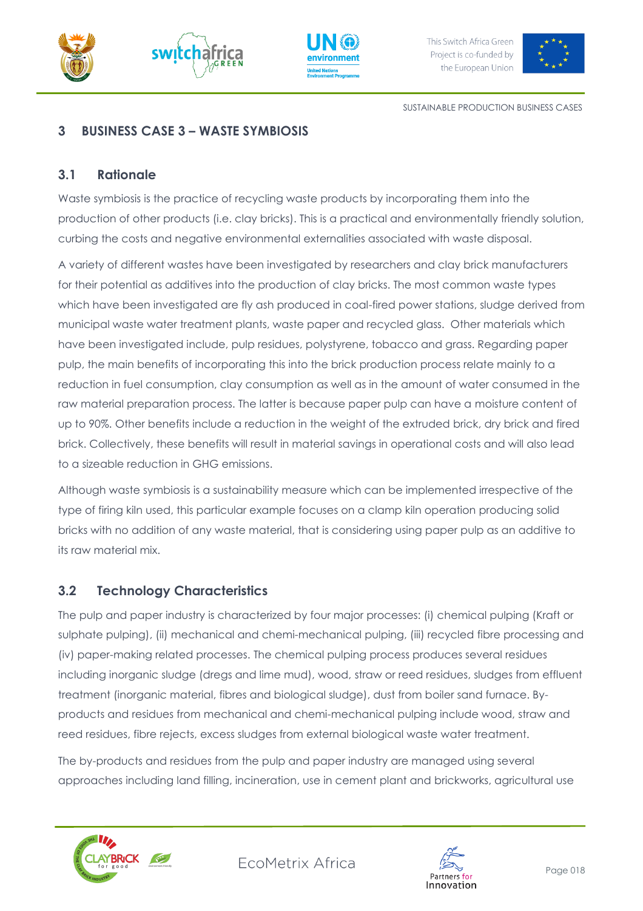## 3 BUSINESS CASE 3 – WASTE SYMBIOSIS

### 3.1 Rationale

Waste symbiosis is the practice of recycling waste products by incorporating them into the production of other products (i.e. clay bricks). This is a practical and environmentally friendly solution, curbing the costs and negative environmental externalities associated with waste disposal.

A variety of different wastes have been investigated by researchers and clay brick manufacturers for their potential as additives into the production of clay bricks. The most common waste types which have been investigated are fly ash produced in coal-fired power stations, sludge derived from municipal waste water treatment plants, waste paper and recycled glass. Other materials which have been investigated include, pulp residues, polystyrene, tobacco and grass. Regarding paper pulp, the main benefits of incorporating this into the brick production process relate mainly to a reduction in fuel consumption, clay consumption as well as in the amount of water consumed in the raw material preparation process. The latter is because paper pulp can have a moisture content of up to 90%. Other benefits include a reduction in the weight of the extruded brick, dry brick and fired brick. Collectively, these benefits will result in material savings in operational costs and will also lead to a sizeable reduction in GHG emissions.

Although waste symbiosis is a sustainability measure which can be implemented irrespective of the type of firing kiln used, this particular example focuses on a clamp kiln operation producing solid bricks with no addition of any waste material, that is considering using paper pulp as an additive to its raw material mix.

### 3.2 Technology Characteristics

The pulp and paper industry is characterized by four major processes: (i) chemical pulping (Kraft or sulphate pulping), (ii) mechanical and chemi-mechanical pulping, (iii) recycled fibre processing and (iv) paper-making related processes. The chemical pulping process produces several residues including inorganic sludge (dregs and lime mud), wood, straw or reed residues, sludges from effluent treatment (inorganic material, fibres and biological sludge), dust from boiler sand furnace. By-products and residues from mechanical and chemi-mechanical pulping include wood, straw and reed residues, fibre rejects, excess sludges from external biological waste water treatment.

The by-products and residues from the pulp and paper industry are managed using several approaches including land filling, incineration, use in cement plant and brickworks, agricultural use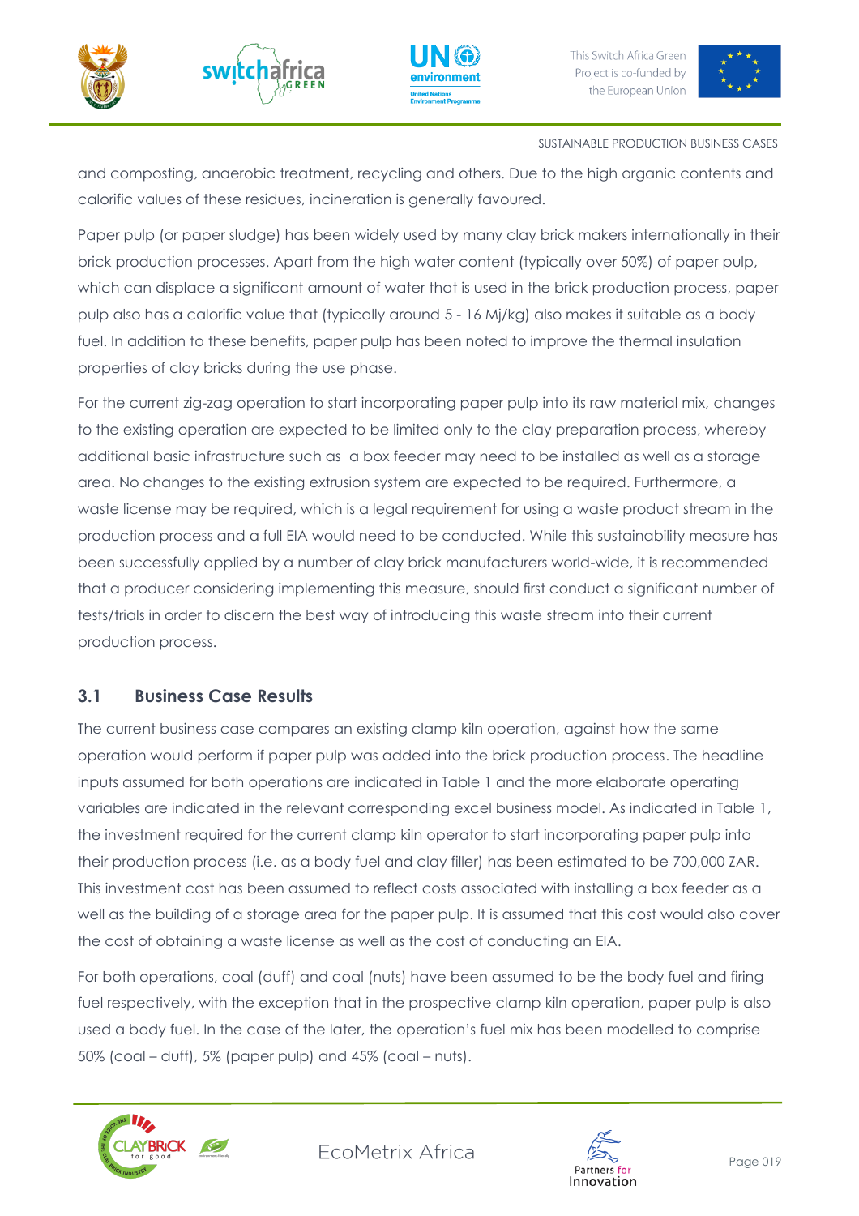and composting, anaerobic treatment, recycling and others. Due to the high organic contents and calorific values of these residues, incineration is generally favoured.

Paper pulp (or paper sludge) has been widely used by many clay brick makers internationally in their brick production processes. Apart from the high water content (typically over 50%) of paper pulp, which can displace a significant amount of water that is used in the brick production process, paper pulp also has a calorific value that (typically around 5 - 16 Mj/kg) also makes it suitable as a body fuel. In addition to these benefits, paper pulp has been noted to improve the thermal insulation properties of clay bricks during the use phase.

For the current zig-zag operation to start incorporating paper pulp into its raw material mix, changes to the existing operation are expected to be limited only to the clay preparation process, whereby additional basic infrastructure such as a box feeder may need to be installed as well as a storage area. No changes to the existing extrusion system are expected to be required. Furthermore, a waste license may be required, which is a legal requirement for using a waste product stream in the production process and a full EIA would need to be conducted. While this sustainability measure has been successfully applied by a number of clay brick manufacturers world-wide, it is recommended that a producer considering implementing this measure, should first conduct a significant number of tests/trials in order to discern the best way of introducing this waste stream into their current production process.

## 3.1 Business Case Results

The current business case compares an existing clamp kiln operation, against how the same operation would perform if paper pulp was added into the brick production process. The headline inputs assumed for both operations are indicated in Table 1 and the more elaborate operating variables are indicated in the relevant corresponding excel business model. As indicated in Table 1, the investment required for the current clamp kiln operator to start incorporating paper pulp into their production process (i.e. as a body fuel and clay filler) has been estimated to be 700,000 ZAR. This investment cost has been assumed to reflect costs associated with installing a box feeder as a well as the building of a storage area for the paper pulp. It is assumed that this cost would also cover the cost of obtaining a waste license as well as the cost of conducting an EIA.

For both operations, coal (duff) and coal (nuts) have been assumed to be the body fuel and firing fuel respectively, with the exception that in the prospective clamp kiln operation, paper pulp is also used a body fuel. In the case of the later, the operation's fuel mix has been modelled to comprise 50% (coal – duff), 5% (paper pulp) and 45% (coal – nuts).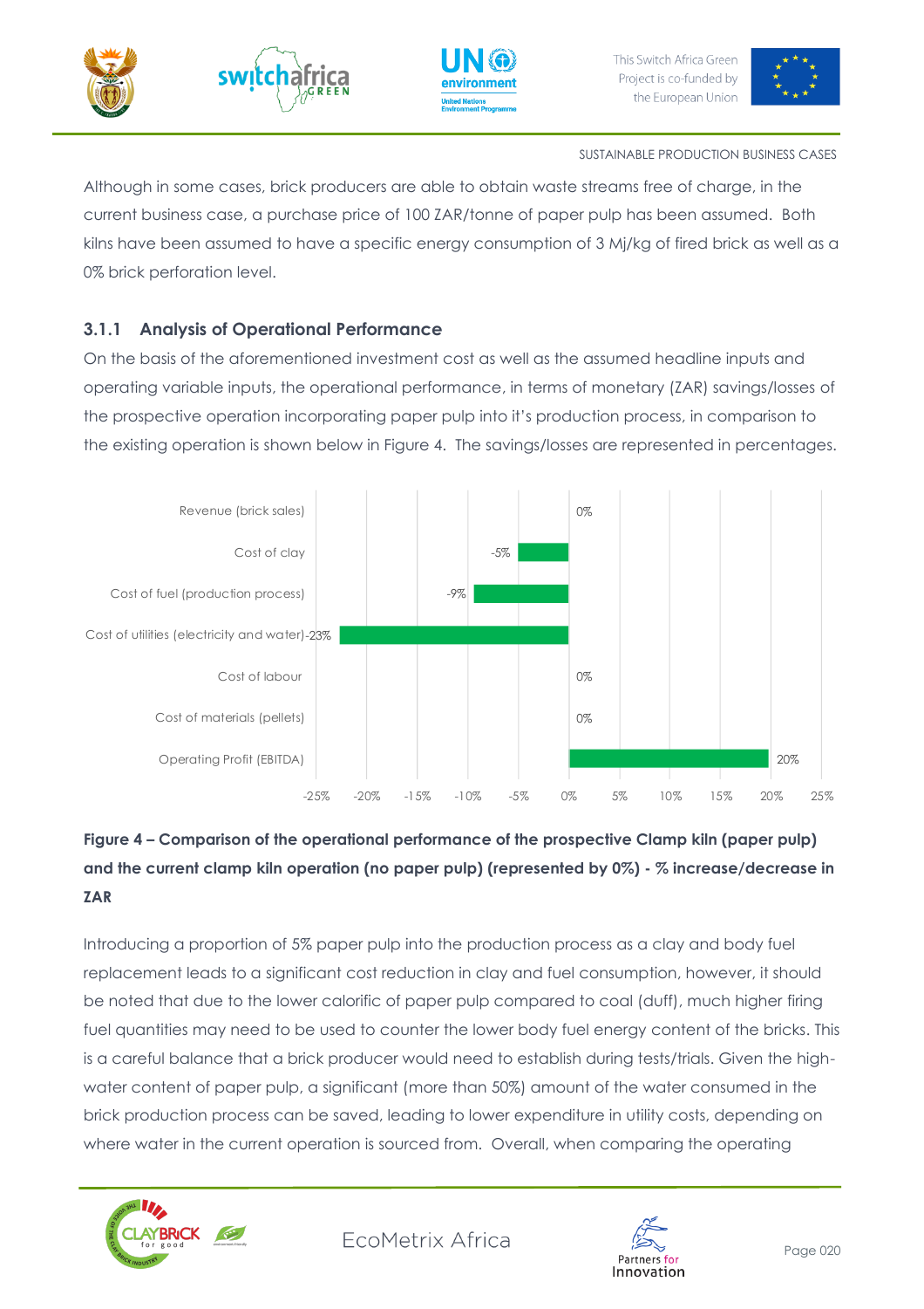Although in some cases, brick producers are able to obtain waste streams free of charge, in the current business case, a purchase price of 100 ZAR/tonne of paper pulp has been assumed. Both kilns have been assumed to have a specific energy consumption of 3 Mj/kg of fired brick as well as a 0% brick perforation level.

### 3.1.1 Analysis of Operational Performance

On the basis of the aforementioned investment cost as well as the assumed headline inputs and operating variable inputs, the operational performance, in terms of monetary (ZAR) savings/losses of the prospective operation incorporating paper pulp into it's production process, in comparison to the existing operation is shown below in Figure 4. The savings/losses are represented in percentages.

| Item | % change |
|---|---|
| Revenue (brick sales) | 0% |
| Cost of clay | -5% |
| Cost of fuel (production process) | -9% |
| Cost of utilities (electricity and water) | -23% |
| Cost of labour | 0% |
| Cost of materials (pellets) | 0% |
| Operating Profit (EBITDA) | 20% |

**Figure 4 – Comparison of the operational performance of the prospective Clamp kiln (paper pulp) and the current clamp kiln operation (no paper pulp) (represented by 0%) - % increase/decrease in ZAR**

Introducing a proportion of 5% paper pulp into the production process as a clay and body fuel replacement leads to a significant cost reduction in clay and fuel consumption, however, it should be noted that due to the lower calorific of paper pulp compared to coal (duff), much higher firing fuel quantities may need to be used to counter the lower body fuel energy content of the bricks. This is a careful balance that a brick producer would need to establish during tests/trials. Given the high-water content of paper pulp, a significant (more than 50%) amount of the water consumed in the brick production process can be saved, leading to lower expenditure in utility costs, depending on where water in the current operation is sourced from. Overall, when comparing the operating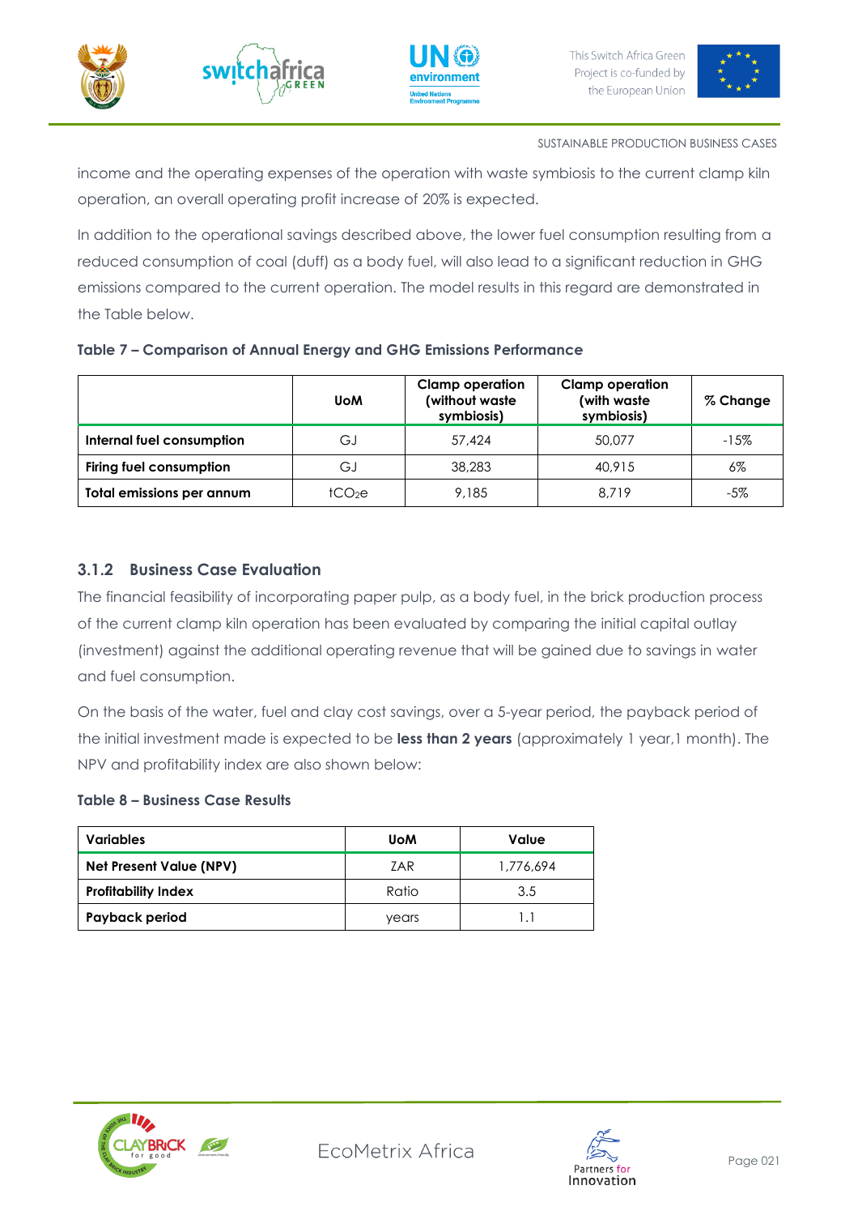income and the operating expenses of the operation with waste symbiosis to the current clamp kiln operation, an overall operating profit increase of 20% is expected.

In addition to the operational savings described above, the lower fuel consumption resulting from a reduced consumption of coal (duff) as a body fuel, will also lead to a significant reduction in GHG emissions compared to the current operation. The model results in this regard are demonstrated in the Table below.

**Table 7 – Comparison of Annual Energy and GHG Emissions Performance**

| | UoM | Clamp operation (without waste symbiosis) | Clamp operation (with waste symbiosis) | % Change |
|---|---|---|---|---|
| **Internal fuel consumption** | GJ | 57,424 | 50,077 | -15% |
| **Firing fuel consumption** | GJ | 38,283 | 40,915 | 6% |
| **Total emissions per annum** | $tCO_2e$ | 9,185 | 8,719 | -5% |

### 3.1.2 Business Case Evaluation

The financial feasibility of incorporating paper pulp, as a body fuel, in the brick production process of the current clamp kiln operation has been evaluated by comparing the initial capital outlay (investment) against the additional operating revenue that will be gained due to savings in water and fuel consumption.

On the basis of the water, fuel and clay cost savings, over a 5-year period, the payback period of the initial investment made is expected to be **less than 2 years** (approximately 1 year,1 month). The NPV and profitability index are also shown below:

**Table 8 – Business Case Results**

| Variables | UoM | Value |
|---|---|---|
| **Net Present Value (NPV)** | ZAR | 1,776,694 |
| **Profitability Index** | Ratio | 3.5 |
| **Payback period** | years | 1.1 |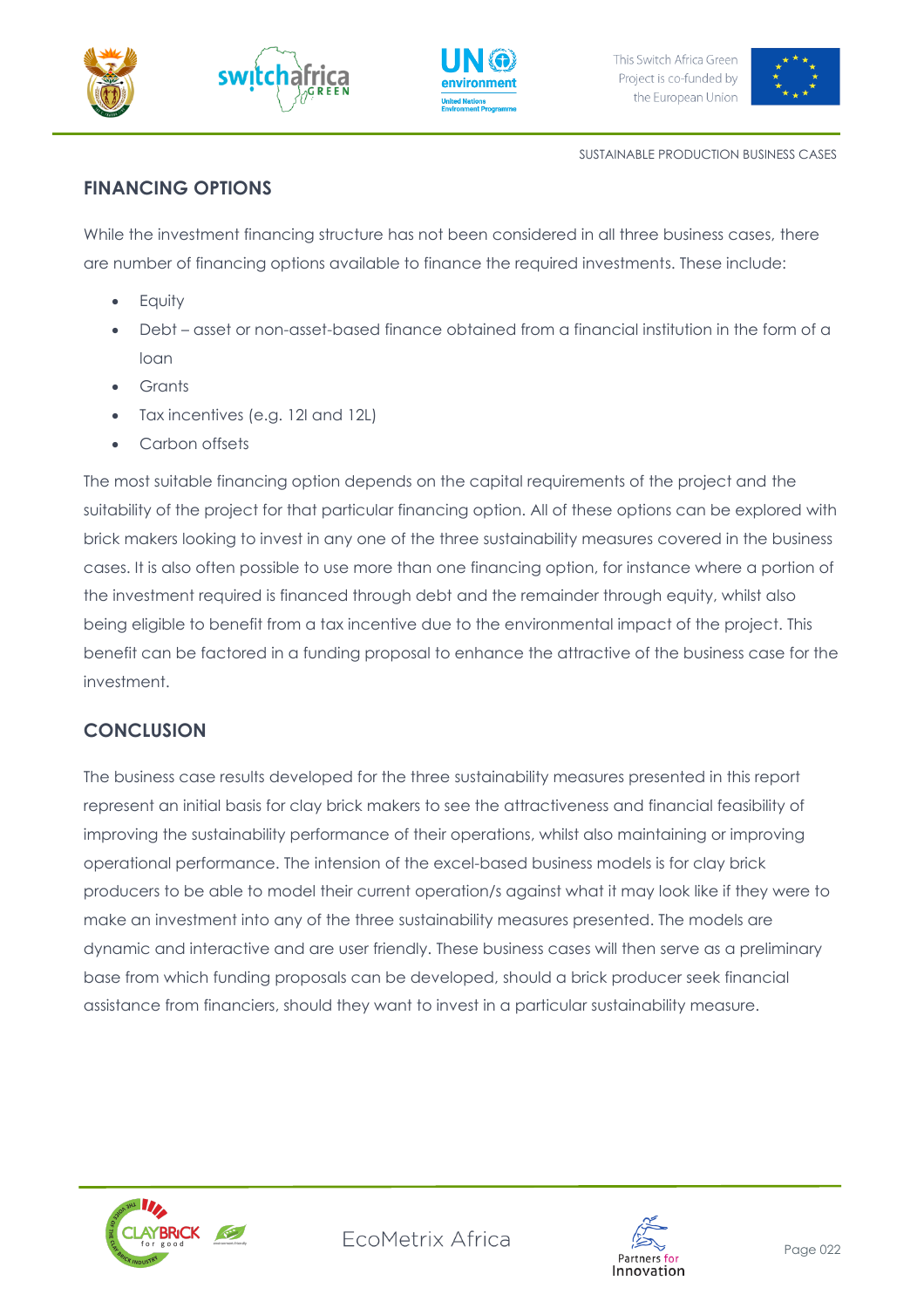## FINANCING OPTIONS

While the investment financing structure has not been considered in all three business cases, there are number of financing options available to finance the required investments. These include:

- Equity
- Debt – asset or non-asset-based finance obtained from a financial institution in the form of a loan
- Grants
- Tax incentives (e.g. 12I and 12L)
- Carbon offsets

The most suitable financing option depends on the capital requirements of the project and the suitability of the project for that particular financing option. All of these options can be explored with brick makers looking to invest in any one of the three sustainability measures covered in the business cases. It is also often possible to use more than one financing option, for instance where a portion of the investment required is financed through debt and the remainder through equity, whilst also being eligible to benefit from a tax incentive due to the environmental impact of the project. This benefit can be factored in a funding proposal to enhance the attractive of the business case for the investment.

## CONCLUSION

The business case results developed for the three sustainability measures presented in this report represent an initial basis for clay brick makers to see the attractiveness and financial feasibility of improving the sustainability performance of their operations, whilst also maintaining or improving operational performance. The intension of the excel-based business models is for clay brick producers to be able to model their current operation/s against what it may look like if they were to make an investment into any of the three sustainability measures presented. The models are dynamic and interactive and are user friendly. These business cases will then serve as a preliminary base from which funding proposals can be developed, should a brick producer seek financial assistance from financiers, should they want to invest in a particular sustainability measure.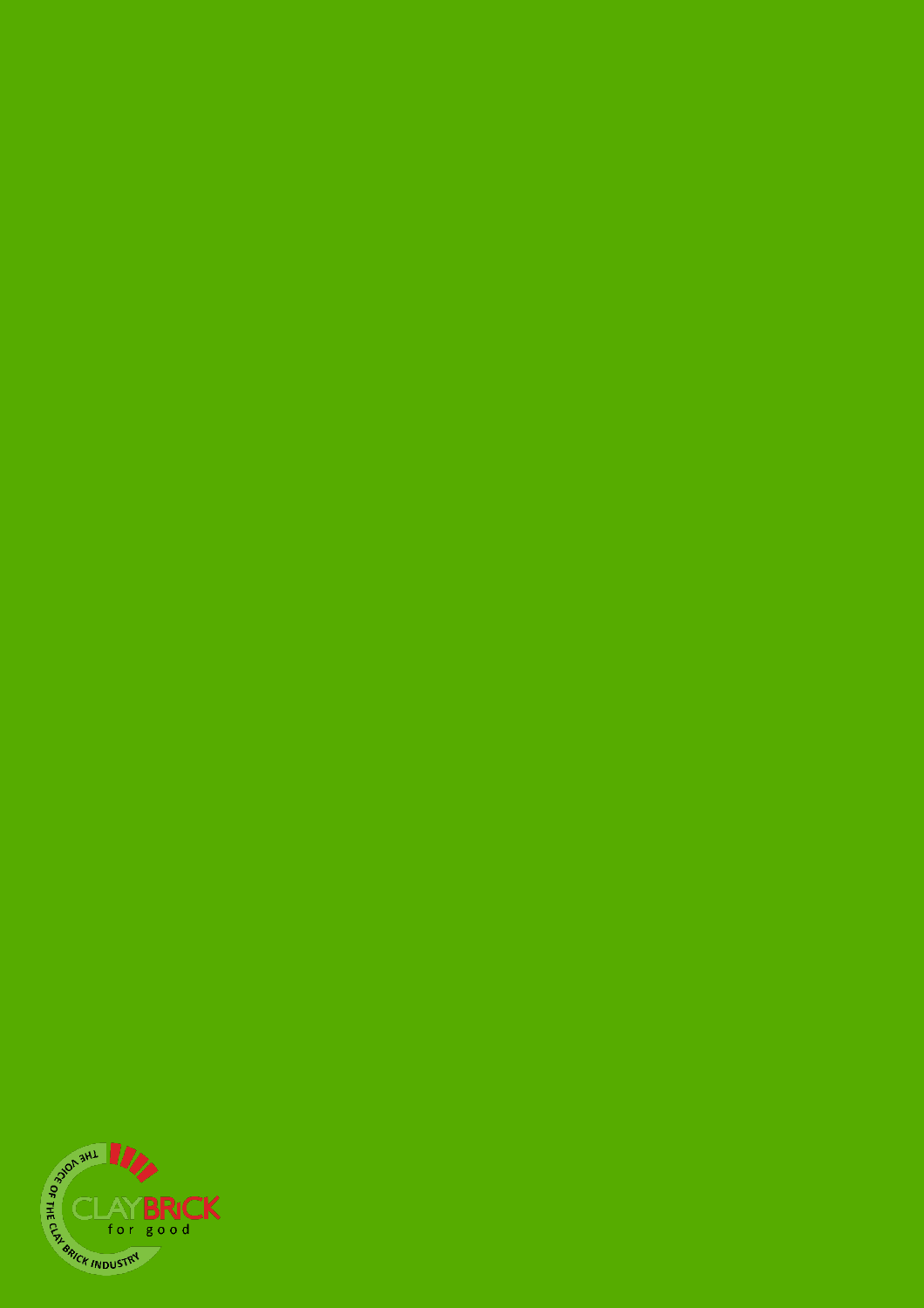THE VOICE OF THE CLAY BRICK INDUSTRY

CLAYBRICK

for good